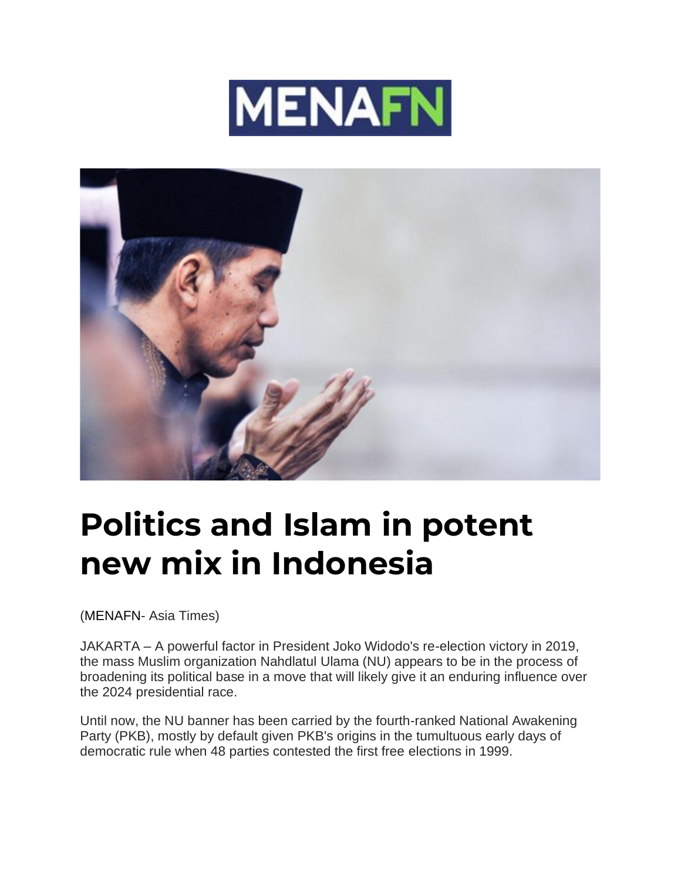# Politics and Islam in potent new mix in Indonesia

(MENAFN- Asia Times)

JAKARTA – A powerful factor in President Joko Widodo's re-election victory in 2019, the mass Muslim organization Nahdlatul Ulama (NU) appears to be in the process of broadening its political base in a move that will likely give it an enduring influence over the 2024 presidential race.

Until now, the NU banner has been carried by the fourth-ranked National Awakening Party (PKB), mostly by default given PKB's origins in the tumultuous early days of democratic rule when 48 parties contested the first free elections in 1999.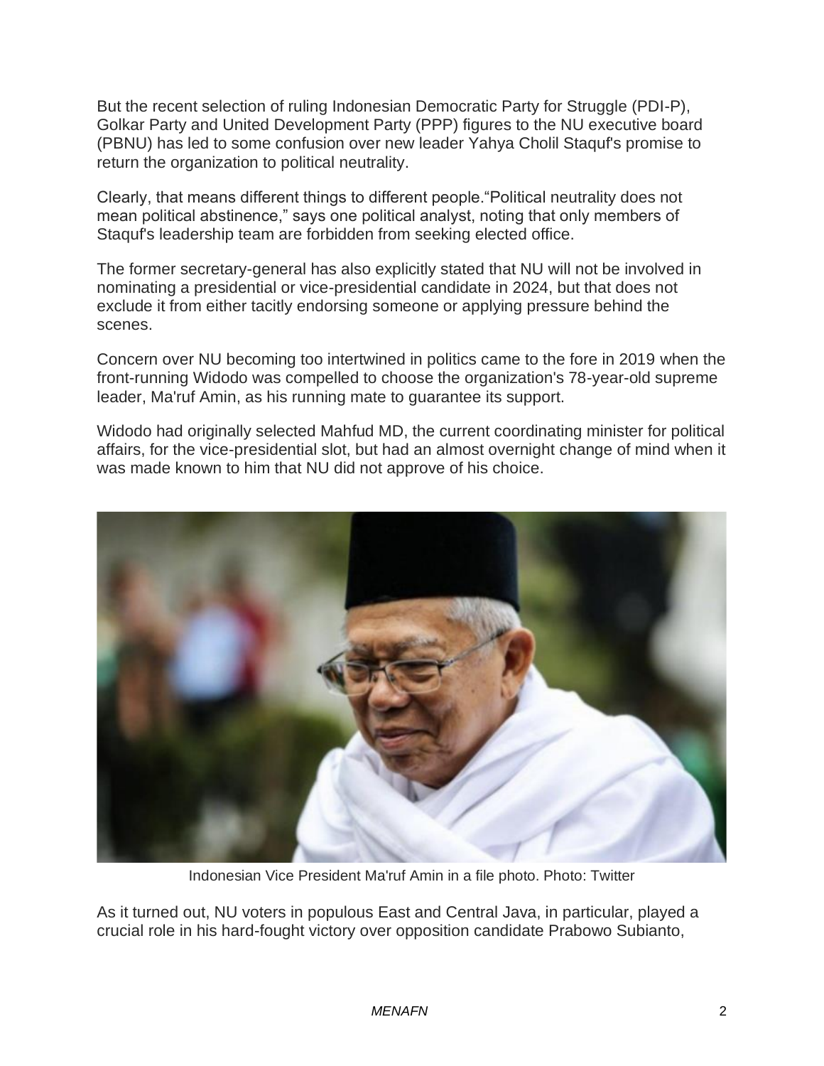But the recent selection of ruling Indonesian Democratic Party for Struggle (PDI-P), Golkar Party and United Development Party (PPP) figures to the NU executive board (PBNU) has led to some confusion over new leader Yahya Cholil Staquf's promise to return the organization to political neutrality.

Clearly, that means different things to different people."Political neutrality does not mean political abstinence," says one political analyst, noting that only members of Staquf's leadership team are forbidden from seeking elected office.

The former secretary-general has also explicitly stated that NU will not be involved in nominating a presidential or vice-presidential candidate in 2024, but that does not exclude it from either tacitly endorsing someone or applying pressure behind the scenes.

Concern over NU becoming too intertwined in politics came to the fore in 2019 when the front-running Widodo was compelled to choose the organization's 78-year-old supreme leader, Ma'ruf Amin, as his running mate to guarantee its support.

Widodo had originally selected Mahfud MD, the current coordinating minister for political affairs, for the vice-presidential slot, but had an almost overnight change of mind when it was made known to him that NU did not approve of his choice.

Indonesian Vice President Ma'ruf Amin in a file photo. Photo: Twitter

As it turned out, NU voters in populous East and Central Java, in particular, played a crucial role in his hard-fought victory over opposition candidate Prabowo Subianto,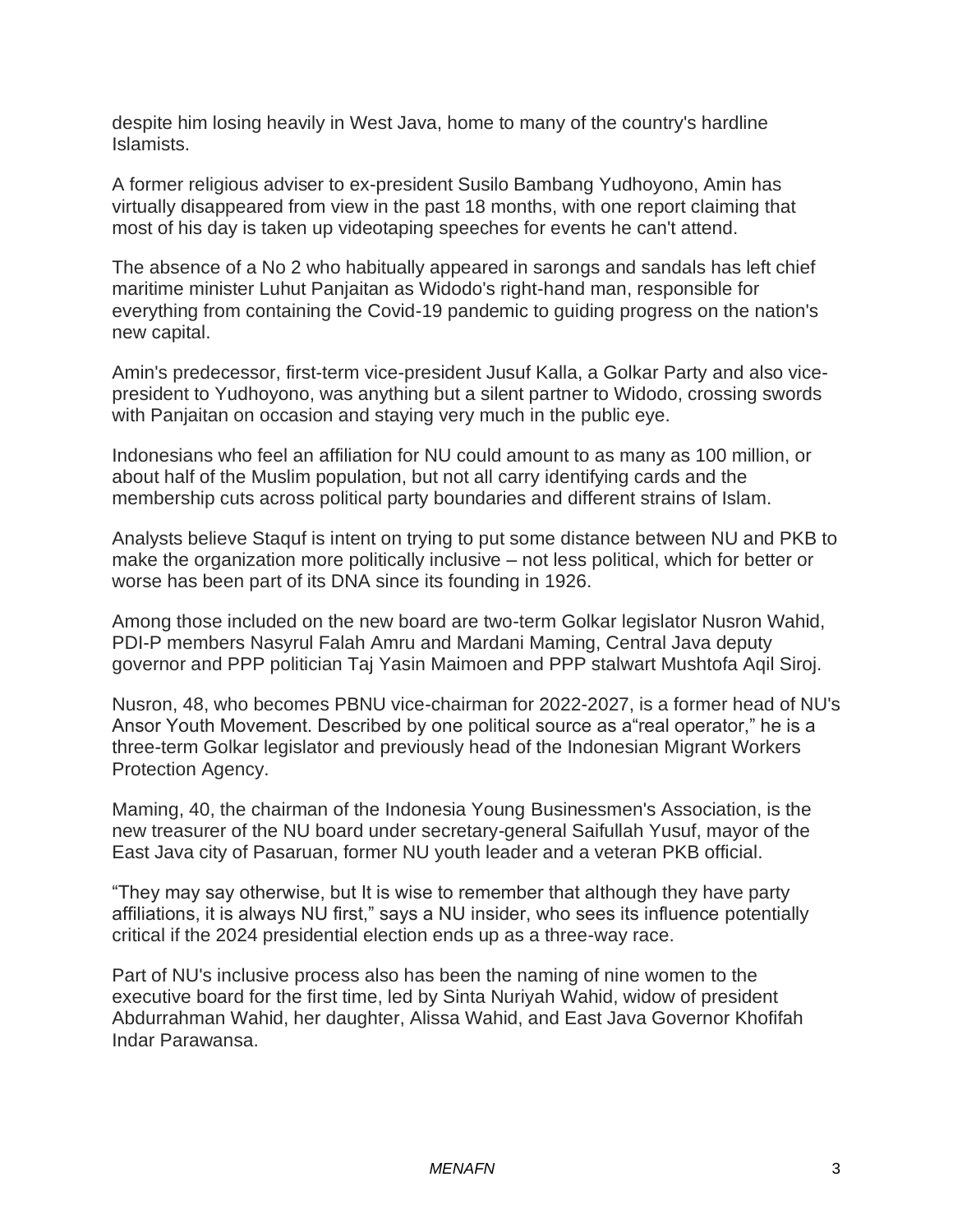despite him losing heavily in West Java, home to many of the country's hardline Islamists.

A former religious adviser to ex-president Susilo Bambang Yudhoyono, Amin has virtually disappeared from view in the past 18 months, with one report claiming that most of his day is taken up videotaping speeches for events he can't attend.

The absence of a No 2 who habitually appeared in sarongs and sandals has left chief maritime minister Luhut Panjaitan as Widodo's right-hand man, responsible for everything from containing the Covid-19 pandemic to guiding progress on the nation's new capital.

Amin's predecessor, first-term vice-president Jusuf Kalla, a Golkar Party and also vice-president to Yudhoyono, was anything but a silent partner to Widodo, crossing swords with Panjaitan on occasion and staying very much in the public eye.

Indonesians who feel an affiliation for NU could amount to as many as 100 million, or about half of the Muslim population, but not all carry identifying cards and the membership cuts across political party boundaries and different strains of Islam.

Analysts believe Staquf is intent on trying to put some distance between NU and PKB to make the organization more politically inclusive – not less political, which for better or worse has been part of its DNA since its founding in 1926.

Among those included on the new board are two-term Golkar legislator Nusron Wahid, PDI-P members Nasyrul Falah Amru and Mardani Maming, Central Java deputy governor and PPP politician Taj Yasin Maimoen and PPP stalwart Mushtofa Aqil Siroj.

Nusron, 48, who becomes PBNU vice-chairman for 2022-2027, is a former head of NU's Ansor Youth Movement. Described by one political source as a"real operator," he is a three-term Golkar legislator and previously head of the Indonesian Migrant Workers Protection Agency.

Maming, 40, the chairman of the Indonesia Young Businessmen's Association, is the new treasurer of the NU board under secretary-general Saifullah Yusuf, mayor of the East Java city of Pasaruan, former NU youth leader and a veteran PKB official.

"They may say otherwise, but It is wise to remember that although they have party affiliations, it is always NU first," says a NU insider, who sees its influence potentially critical if the 2024 presidential election ends up as a three-way race.

Part of NU's inclusive process also has been the naming of nine women to the executive board for the first time, led by Sinta Nuriyah Wahid, widow of president Abdurrahman Wahid, her daughter, Alissa Wahid, and East Java Governor Khofifah Indar Parawansa.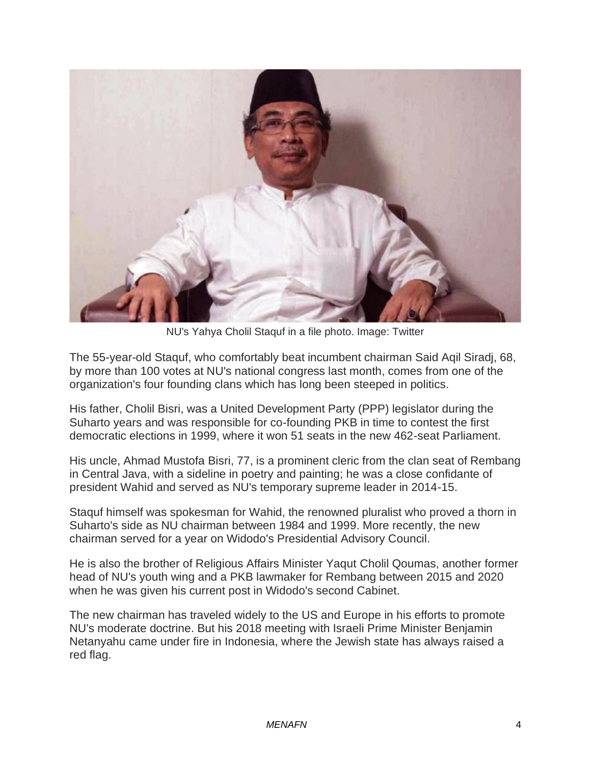NU's Yahya Cholil Staquf in a file photo. Image: Twitter

The 55-year-old Staquf, who comfortably beat incumbent chairman Said Aqil Siradj, 68, by more than 100 votes at NU's national congress last month, comes from one of the organization's four founding clans which has long been steeped in politics.

His father, Cholil Bisri, was a United Development Party (PPP) legislator during the Suharto years and was responsible for co-founding PKB in time to contest the first democratic elections in 1999, where it won 51 seats in the new 462-seat Parliament.

His uncle, Ahmad Mustofa Bisri, 77, is a prominent cleric from the clan seat of Rembang in Central Java, with a sideline in poetry and painting; he was a close confidante of president Wahid and served as NU's temporary supreme leader in 2014-15.

Staquf himself was spokesman for Wahid, the renowned pluralist who proved a thorn in Suharto's side as NU chairman between 1984 and 1999. More recently, the new chairman served for a year on Widodo's Presidential Advisory Council.

He is also the brother of Religious Affairs Minister Yaqut Cholil Qoumas, another former head of NU's youth wing and a PKB lawmaker for Rembang between 2015 and 2020 when he was given his current post in Widodo's second Cabinet.

The new chairman has traveled widely to the US and Europe in his efforts to promote NU's moderate doctrine. But his 2018 meeting with Israeli Prime Minister Benjamin Netanyahu came under fire in Indonesia, where the Jewish state has always raised a red flag.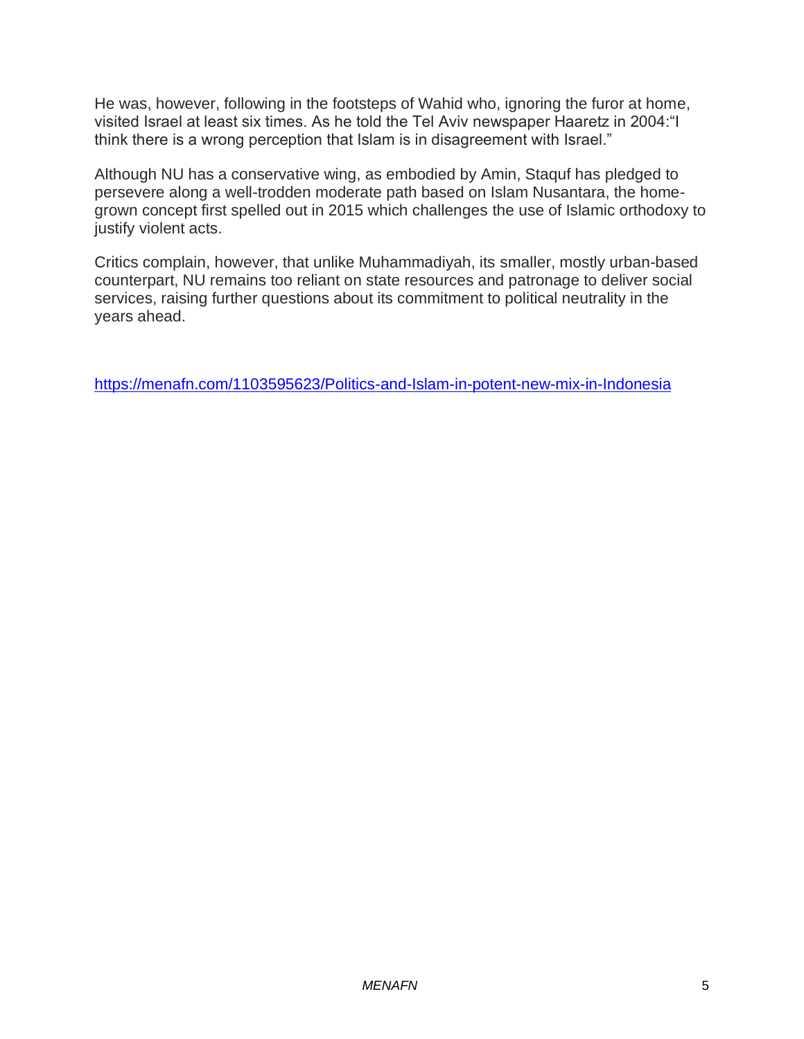He was, however, following in the footsteps of Wahid who, ignoring the furor at home, visited Israel at least six times. As he told the Tel Aviv newspaper Haaretz in 2004:"I think there is a wrong perception that Islam is in disagreement with Israel."

Although NU has a conservative wing, as embodied by Amin, Staquf has pledged to persevere along a well-trodden moderate path based on Islam Nusantara, the home-grown concept first spelled out in 2015 which challenges the use of Islamic orthodoxy to justify violent acts.

Critics complain, however, that unlike Muhammadiyah, its smaller, mostly urban-based counterpart, NU remains too reliant on state resources and patronage to deliver social services, raising further questions about its commitment to political neutrality in the years ahead.

https://menafn.com/1103595623/Politics-and-Islam-in-potent-new-mix-in-Indonesia